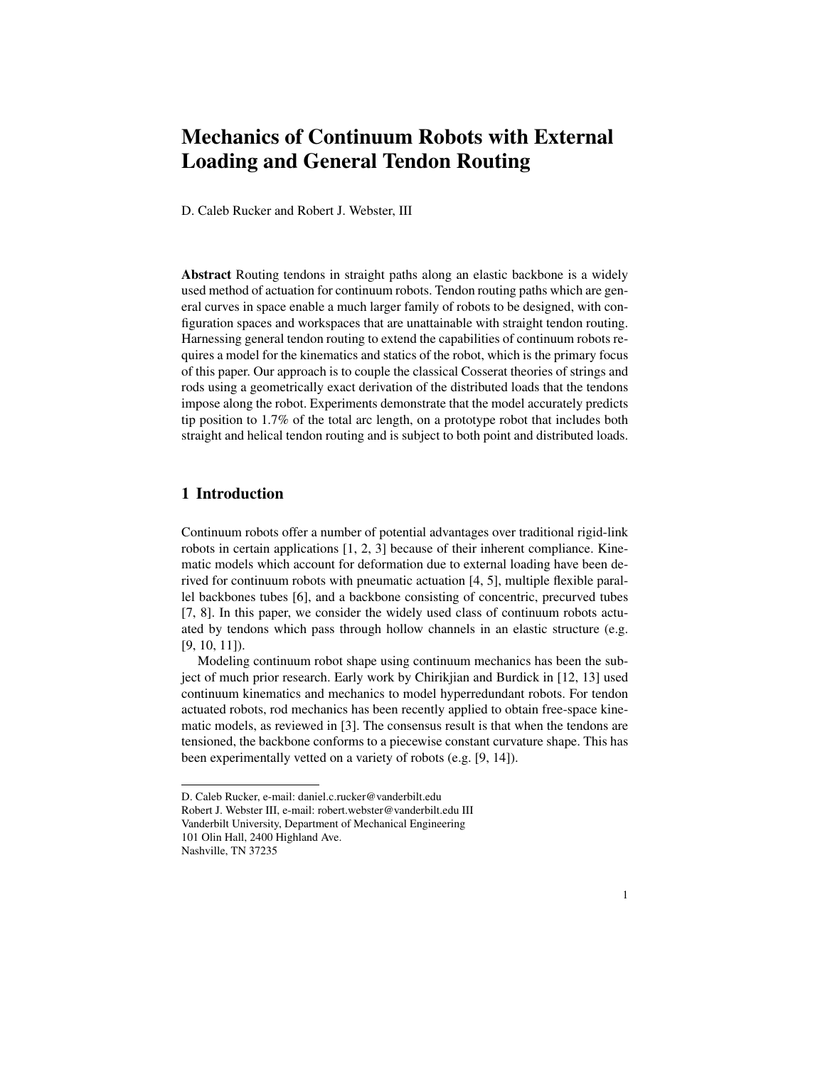# Mechanics of Continuum Robots with External Loading and General Tendon Routing

D. Caleb Rucker and Robert J. Webster, III

**Abstract** Routing tendons in straight paths along an elastic backbone is a widely used method of actuation for continuum robots. Tendon routing paths which are general curves in space enable a much larger family of robots to be designed, with configuration spaces and workspaces that are unattainable with straight tendon routing. Harnessing general tendon routing to extend the capabilities of continuum robots requires a model for the kinematics and statics of the robot, which is the primary focus of this paper. Our approach is to couple the classical Cosserat theories of strings and rods using a geometrically exact derivation of the distributed loads that the tendons impose along the robot. Experiments demonstrate that the model accurately predicts tip position to 1.7% of the total arc length, on a prototype robot that includes both straight and helical tendon routing and is subject to both point and distributed loads.

## 1 Introduction

Continuum robots offer a number of potential advantages over traditional rigid-link robots in certain applications [1, 2, 3] because of their inherent compliance. Kinematic models which account for deformation due to external loading have been derived for continuum robots with pneumatic actuation [4, 5], multiple flexible parallel backbones tubes [6], and a backbone consisting of concentric, precurved tubes [7, 8]. In this paper, we consider the widely used class of continuum robots actuated by tendons which pass through hollow channels in an elastic structure (e.g. [9, 10, 11]).

Modeling continuum robot shape using continuum mechanics has been the subject of much prior research. Early work by Chirikjian and Burdick in [12, 13] used continuum kinematics and mechanics to model hyperredundant robots. For tendon actuated robots, rod mechanics has been recently applied to obtain free-space kinematic models, as reviewed in [3]. The consensus result is that when the tendons are tensioned, the backbone conforms to a piecewise constant curvature shape. This has been experimentally vetted on a variety of robots (e.g. [9, 14]).

D. Caleb Rucker, e-mail: daniel.c.rucker@vanderbilt.edu
Robert J. Webster III, e-mail: robert.webster@vanderbilt.edu III
Vanderbilt University, Department of Mechanical Engineering
101 Olin Hall, 2400 Highland Ave.
Nashville, TN 37235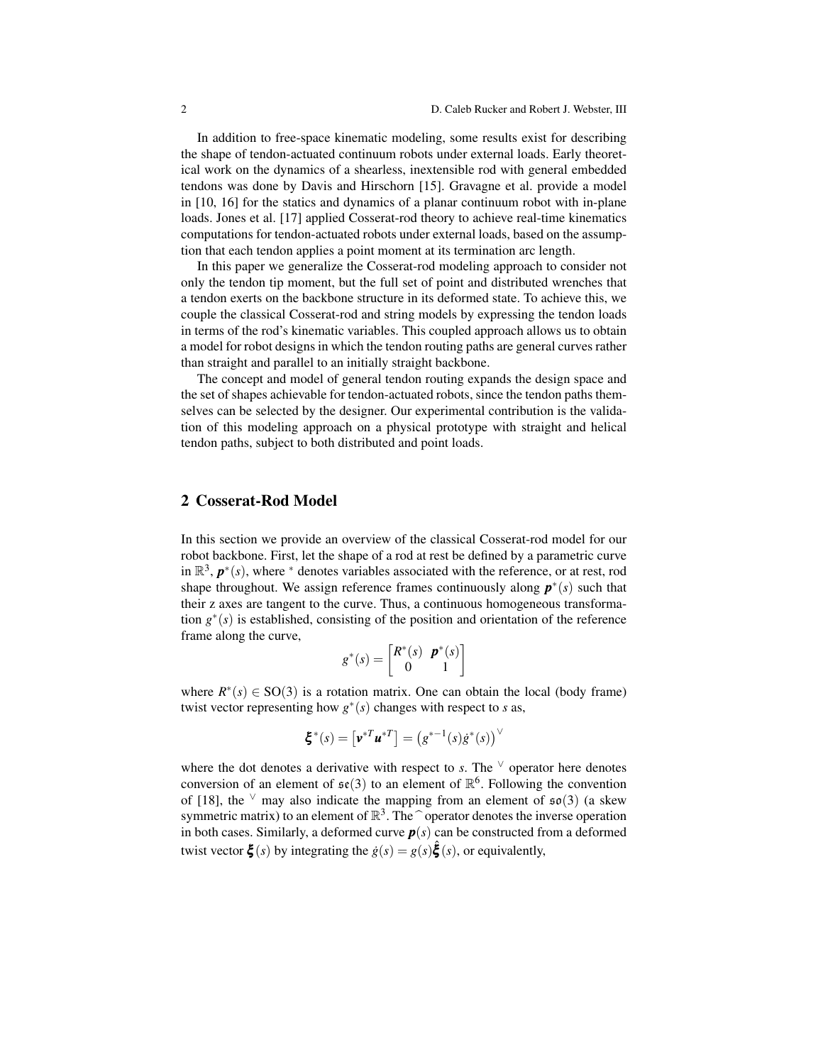In addition to free-space kinematic modeling, some results exist for describing the shape of tendon-actuated continuum robots under external loads. Early theoretical work on the dynamics of a shearless, inextensible rod with general embedded tendons was done by Davis and Hirschorn [15]. Gravagne et al. provide a model in [10, 16] for the statics and dynamics of a planar continuum robot with in-plane loads. Jones et al. [17] applied Cosserat-rod theory to achieve real-time kinematics computations for tendon-actuated robots under external loads, based on the assumption that each tendon applies a point moment at its termination arc length.

In this paper we generalize the Cosserat-rod modeling approach to consider not only the tendon tip moment, but the full set of point and distributed wrenches that a tendon exerts on the backbone structure in its deformed state. To achieve this, we couple the classical Cosserat-rod and string models by expressing the tendon loads in terms of the rod's kinematic variables. This coupled approach allows us to obtain a model for robot designs in which the tendon routing paths are general curves rather than straight and parallel to an initially straight backbone.

The concept and model of general tendon routing expands the design space and the set of shapes achievable for tendon-actuated robots, since the tendon paths themselves can be selected by the designer. Our experimental contribution is the validation of this modeling approach on a physical prototype with straight and helical tendon paths, subject to both distributed and point loads.

## 2 Cosserat-Rod Model

In this section we provide an overview of the classical Cosserat-rod model for our robot backbone. First, let the shape of a rod at rest be defined by a parametric curve in $\mathbb{R}^3$, $\boldsymbol{p}^*(s)$, where $^*$ denotes variables associated with the reference, or at rest, rod shape throughout. We assign reference frames continuously along $\boldsymbol{p}^*(s)$ such that their z axes are tangent to the curve. Thus, a continuous homogeneous transformation $g^*(s)$ is established, consisting of the position and orientation of the reference frame along the curve,

$$g^*(s) = \begin{bmatrix} R^*(s) & \boldsymbol{p}^*(s) \\ 0 & 1 \end{bmatrix}$$

where $R^*(s) \in \mathrm{SO}(3)$ is a rotation matrix. One can obtain the local (body frame) twist vector representing how $g^*(s)$ changes with respect to $s$ as,

$$\boldsymbol{\xi}^*(s) = \begin{bmatrix} \boldsymbol{v}^{*T} \boldsymbol{u}^{*T} \end{bmatrix} = \left(g^{*-1}(s)\dot{g}^*(s)\right)^{\vee}$$

where the dot denotes a derivative with respect to $s$. The $^\vee$ operator here denotes conversion of an element of $\mathfrak{se}(3)$ to an element of $\mathbb{R}^6$. Following the convention of [18], the $^\vee$ may also indicate the mapping from an element of $\mathfrak{so}(3)$ (a skew symmetric matrix) to an element of $\mathbb{R}^3$. The $^\wedge$ operator denotes the inverse operation in both cases. Similarly, a deformed curve $\boldsymbol{p}(s)$ can be constructed from a deformed twist vector $\boldsymbol{\xi}(s)$ by integrating the $\dot{g}(s) = g(s)\hat{\boldsymbol{\xi}}(s)$, or equivalently,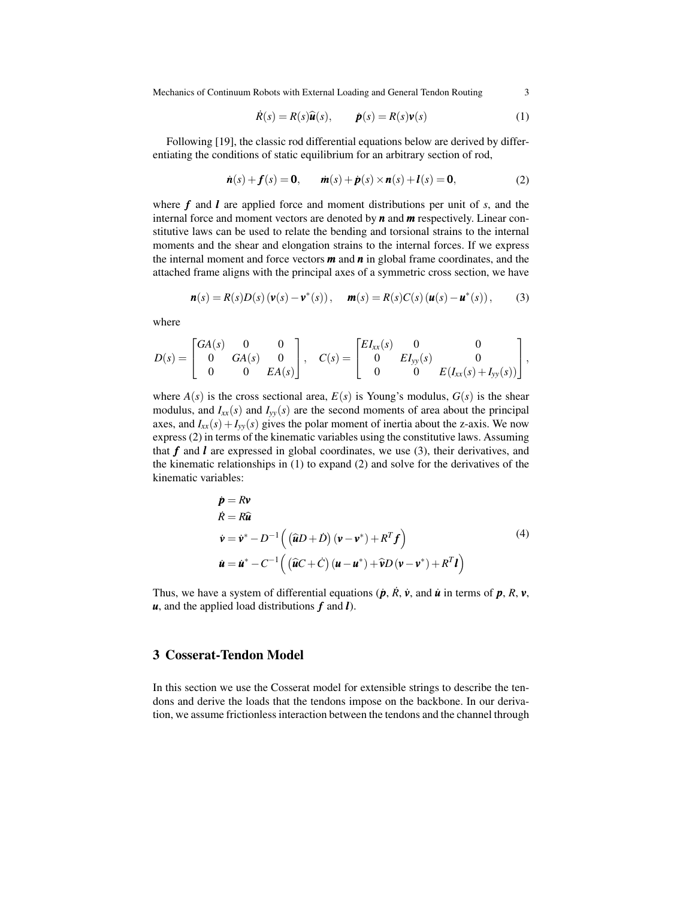$$\dot{R}(s) = R(s)\widehat{\boldsymbol{u}}(s), \qquad \dot{\boldsymbol{p}}(s) = R(s)\boldsymbol{v}(s) \tag{1}$$

Following [19], the classic rod differential equations below are derived by differentiating the conditions of static equilibrium for an arbitrary section of rod,

$$\dot{\boldsymbol{n}}(s) + \boldsymbol{f}(s) = \boldsymbol{0}, \qquad \dot{\boldsymbol{m}}(s) + \dot{\boldsymbol{p}}(s) \times \boldsymbol{n}(s) + \boldsymbol{l}(s) = \boldsymbol{0}, \tag{2}$$

where $\boldsymbol{f}$ and $\boldsymbol{l}$ are applied force and moment distributions per unit of $s$, and the internal force and moment vectors are denoted by $\boldsymbol{n}$ and $\boldsymbol{m}$ respectively. Linear constitutive laws can be used to relate the bending and torsional strains to the internal moments and the shear and elongation strains to the internal forces. If we express the internal moment and force vectors $\boldsymbol{m}$ and $\boldsymbol{n}$ in global frame coordinates, and the attached frame aligns with the principal axes of a symmetric cross section, we have

$$\boldsymbol{n}(s) = R(s)D(s)\left(\boldsymbol{v}(s) - \boldsymbol{v}^*(s)\right), \quad \boldsymbol{m}(s) = R(s)C(s)\left(\boldsymbol{u}(s) - \boldsymbol{u}^*(s)\right), \tag{3}$$

where

$$D(s) = \begin{bmatrix} GA(s) & 0 & 0 \\ 0 & GA(s) & 0 \\ 0 & 0 & EA(s) \end{bmatrix}, \quad C(s) = \begin{bmatrix} EI_{xx}(s) & 0 & 0 \\ 0 & EI_{yy}(s) & 0 \\ 0 & 0 & E(I_{xx}(s) + I_{yy}(s)) \end{bmatrix},$$

where $A(s)$ is the cross sectional area, $E(s)$ is Young's modulus, $G(s)$ is the shear modulus, and $I_{xx}(s)$ and $I_{yy}(s)$ are the second moments of area about the principal axes, and $I_{xx}(s) + I_{yy}(s)$ gives the polar moment of inertia about the z-axis. We now express (2) in terms of the kinematic variables using the constitutive laws. Assuming that $\boldsymbol{f}$ and $\boldsymbol{l}$ are expressed in global coordinates, we use (3), their derivatives, and the kinematic relationships in (1) to expand (2) and solve for the derivatives of the kinematic variables:

$$\begin{aligned}
\dot{\boldsymbol{p}} &= R\boldsymbol{v} \\
\dot{R} &= R\widehat{\boldsymbol{u}} \\
\dot{\boldsymbol{v}} &= \dot{\boldsymbol{v}}^* - D^{-1}\Big(\left(\widehat{\boldsymbol{u}}D + \dot{D}\right)\left(\boldsymbol{v} - \boldsymbol{v}^*\right) + R^T\boldsymbol{f}\Big) \\
\dot{\boldsymbol{u}} &= \dot{\boldsymbol{u}}^* - C^{-1}\Big(\left(\widehat{\boldsymbol{u}}C + \dot{C}\right)\left(\boldsymbol{u} - \boldsymbol{u}^*\right) + \widehat{\boldsymbol{v}}D\left(\boldsymbol{v} - \boldsymbol{v}^*\right) + R^T\boldsymbol{l}\Big)
\end{aligned} \tag{4}$$

Thus, we have a system of differential equations ($\dot{\boldsymbol{p}}$, $\dot{R}$, $\dot{\boldsymbol{v}}$, and $\dot{\boldsymbol{u}}$ in terms of $\boldsymbol{p}$, $R$, $\boldsymbol{v}$, $\boldsymbol{u}$, and the applied load distributions $\boldsymbol{f}$ and $\boldsymbol{l}$).

## 3 Cosserat-Tendon Model

In this section we use the Cosserat model for extensible strings to describe the tendons and derive the loads that the tendons impose on the backbone. In our derivation, we assume frictionless interaction between the tendons and the channel through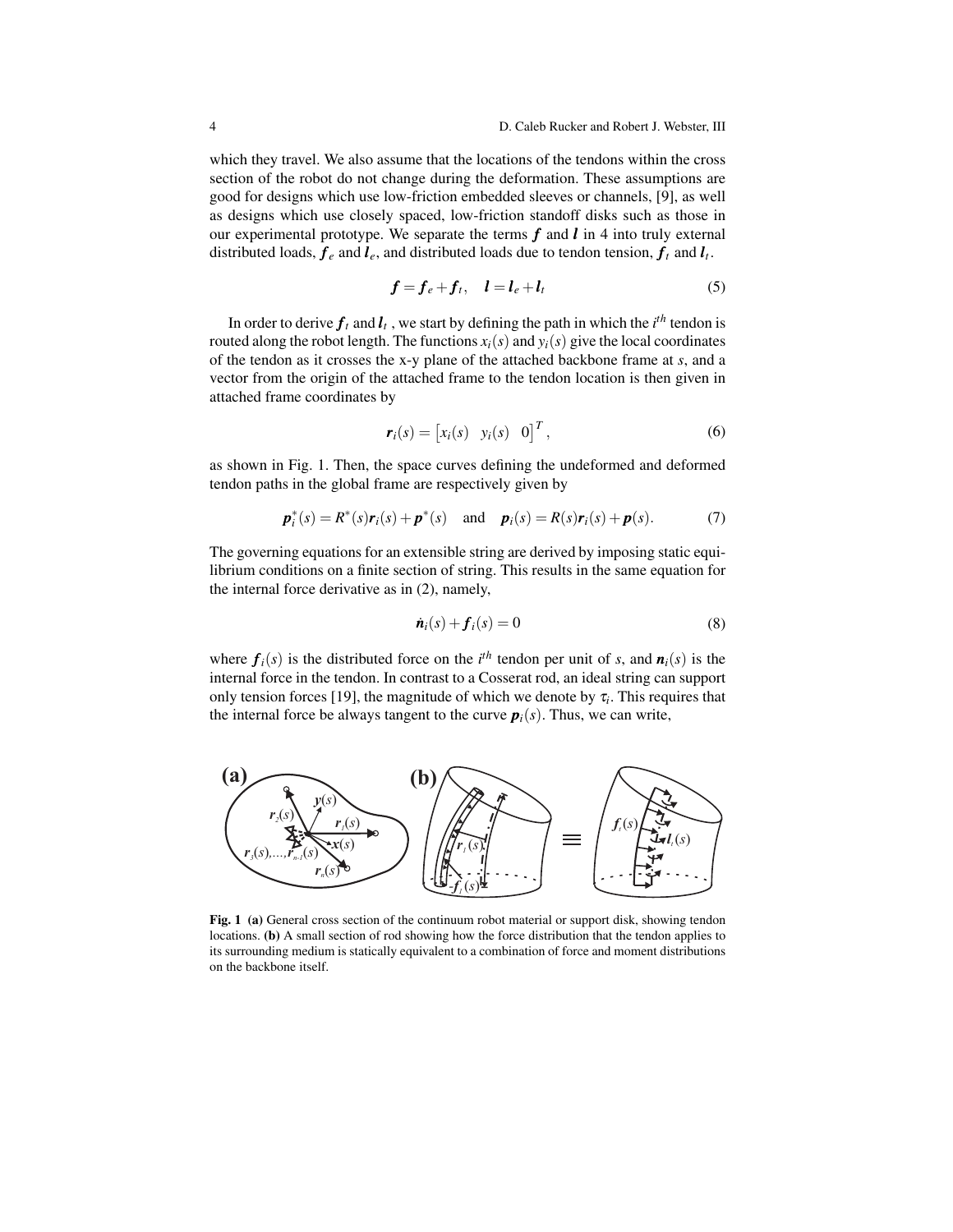which they travel. We also assume that the locations of the tendons within the cross section of the robot do not change during the deformation. These assumptions are good for designs which use low-friction embedded sleeves or channels, [9], as well as designs which use closely spaced, low-friction standoff disks such as those in our experimental prototype. We separate the terms $\boldsymbol{f}$ and $\boldsymbol{l}$ in 4 into truly external distributed loads, $\boldsymbol{f}_e$ and $\boldsymbol{l}_e$, and distributed loads due to tendon tension, $\boldsymbol{f}_t$ and $\boldsymbol{l}_t$.

$$\boldsymbol{f} = \boldsymbol{f}_e + \boldsymbol{f}_t, \quad \boldsymbol{l} = \boldsymbol{l}_e + \boldsymbol{l}_t \tag{5}$$

In order to derive $\boldsymbol{f}_t$ and $\boldsymbol{l}_t$, we start by defining the path in which the $i^{th}$ tendon is routed along the robot length. The functions $x_i(s)$ and $y_i(s)$ give the local coordinates of the tendon as it crosses the x-y plane of the attached backbone frame at $s$, and a vector from the origin of the attached frame to the tendon location is then given in attached frame coordinates by

$$\boldsymbol{r}_i(s) = \begin{bmatrix} x_i(s) & y_i(s) & 0 \end{bmatrix}^T, \tag{6}$$

as shown in Fig. 1. Then, the space curves defining the undeformed and deformed tendon paths in the global frame are respectively given by

$$\boldsymbol{p}_i^*(s) = R^*(s)\boldsymbol{r}_i(s) + \boldsymbol{p}^*(s) \quad \text{and} \quad \boldsymbol{p}_i(s) = R(s)\boldsymbol{r}_i(s) + \boldsymbol{p}(s). \tag{7}$$

The governing equations for an extensible string are derived by imposing static equilibrium conditions on a finite section of string. This results in the same equation for the internal force derivative as in (2), namely,

$$\dot{\boldsymbol{n}}_i(s) + \boldsymbol{f}_i(s) = 0 \tag{8}$$

where $\boldsymbol{f}_i(s)$ is the distributed force on the $i^{th}$ tendon per unit of $s$, and $\boldsymbol{n}_i(s)$ is the internal force in the tendon. In contrast to a Cosserat rod, an ideal string can support only tension forces [19], the magnitude of which we denote by $\tau_i$. This requires that the internal force be always tangent to the curve $\boldsymbol{p}_i(s)$. Thus, we can write,

**Fig. 1** **(a)** General cross section of the continuum robot material or support disk, showing tendon locations. **(b)** A small section of rod showing how the force distribution that the tendon applies to its surrounding medium is statically equivalent to a combination of force and moment distributions on the backbone itself.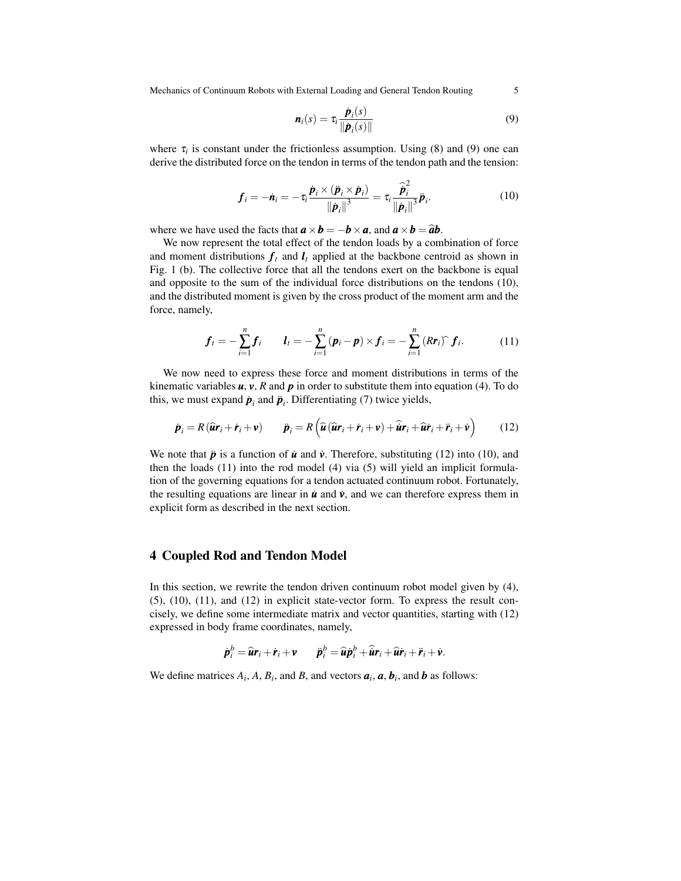$$\boldsymbol{n}_i(s) = \tau_i \frac{\dot{\boldsymbol{p}}_i(s)}{\|\dot{\boldsymbol{p}}_i(s)\|} \tag{9}$$

where $\tau_i$ is constant under the frictionless assumption. Using (8) and (9) one can derive the distributed force on the tendon in terms of the tendon path and the tension:

$$\boldsymbol{f}_i = -\dot{\boldsymbol{n}}_i = -\tau_i \frac{\dot{\boldsymbol{p}}_i \times (\ddot{\boldsymbol{p}}_i \times \dot{\boldsymbol{p}}_i)}{\|\dot{\boldsymbol{p}}_i\|^3} = \tau_i \frac{\widehat{\dot{\boldsymbol{p}}}_i^2}{\|\dot{\boldsymbol{p}}_i\|^3} \ddot{\boldsymbol{p}}_i. \tag{10}$$

where we have used the facts that $\boldsymbol{a} \times \boldsymbol{b} = -\boldsymbol{b} \times \boldsymbol{a}$, and $\boldsymbol{a} \times \boldsymbol{b} = \widehat{\boldsymbol{a}}\boldsymbol{b}$.

We now represent the total effect of the tendon loads by a combination of force and moment distributions $\boldsymbol{f}_t$ and $\boldsymbol{l}_t$ applied at the backbone centroid as shown in Fig. 1 (b). The collective force that all the tendons exert on the backbone is equal and opposite to the sum of the individual force distributions on the tendons (10), and the distributed moment is given by the cross product of the moment arm and the force, namely,

$$\boldsymbol{f}_t = -\sum_{i=1}^{n} \boldsymbol{f}_i \qquad \boldsymbol{l}_t = -\sum_{i=1}^{n} (\boldsymbol{p}_i - \boldsymbol{p}) \times \boldsymbol{f}_i = -\sum_{i=1}^{n} (R\boldsymbol{r}_i)^{\wedge} \boldsymbol{f}_i. \tag{11}$$

We now need to express these force and moment distributions in terms of the kinematic variables $\boldsymbol{u}$, $\boldsymbol{v}$, $R$ and $\boldsymbol{p}$ in order to substitute them into equation (4). To do this, we must expand $\dot{\boldsymbol{p}}_i$ and $\ddot{\boldsymbol{p}}_i$. Differentiating (7) twice yields,

$$\dot{\boldsymbol{p}}_i = R\left(\widehat{\boldsymbol{u}}\boldsymbol{r}_i + \dot{\boldsymbol{r}}_i + \boldsymbol{v}\right) \qquad \ddot{\boldsymbol{p}}_i = R\left(\widehat{\boldsymbol{u}}\left(\widehat{\boldsymbol{u}}\boldsymbol{r}_i + \dot{\boldsymbol{r}}_i + \boldsymbol{v}\right) + \widehat{\dot{\boldsymbol{u}}}\boldsymbol{r}_i + \widehat{\boldsymbol{u}}\dot{\boldsymbol{r}}_i + \ddot{\boldsymbol{r}}_i + \dot{\boldsymbol{v}}\right) \tag{12}$$

We note that $\ddot{\boldsymbol{p}}$ is a function of $\dot{\boldsymbol{u}}$ and $\dot{\boldsymbol{v}}$. Therefore, substituting (12) into (10), and then the loads (11) into the rod model (4) via (5) will yield an implicit formulation of the governing equations for a tendon actuated continuum robot. Fortunately, the resulting equations are linear in $\dot{\boldsymbol{u}}$ and $\dot{\boldsymbol{v}}$, and we can therefore express them in explicit form as described in the next section.

## 4 Coupled Rod and Tendon Model

In this section, we rewrite the tendon driven continuum robot model given by (4), (5), (10), (11), and (12) in explicit state-vector form. To express the result concisely, we define some intermediate matrix and vector quantities, starting with (12) expressed in body frame coordinates, namely,

$$\dot{\boldsymbol{p}}_i^b = \widehat{\boldsymbol{u}}\boldsymbol{r}_i + \dot{\boldsymbol{r}}_i + \boldsymbol{v} \qquad \ddot{\boldsymbol{p}}_i^b = \widehat{\boldsymbol{u}}\dot{\boldsymbol{p}}_i^b + \widehat{\dot{\boldsymbol{u}}}\boldsymbol{r}_i + \widehat{\boldsymbol{u}}\dot{\boldsymbol{r}}_i + \ddot{\boldsymbol{r}}_i + \dot{\boldsymbol{v}}.$$

We define matrices $A_i$, $A$, $B_i$, and $B$, and vectors $\boldsymbol{a}_i$, $\boldsymbol{a}$, $\boldsymbol{b}_i$, and $\boldsymbol{b}$ as follows: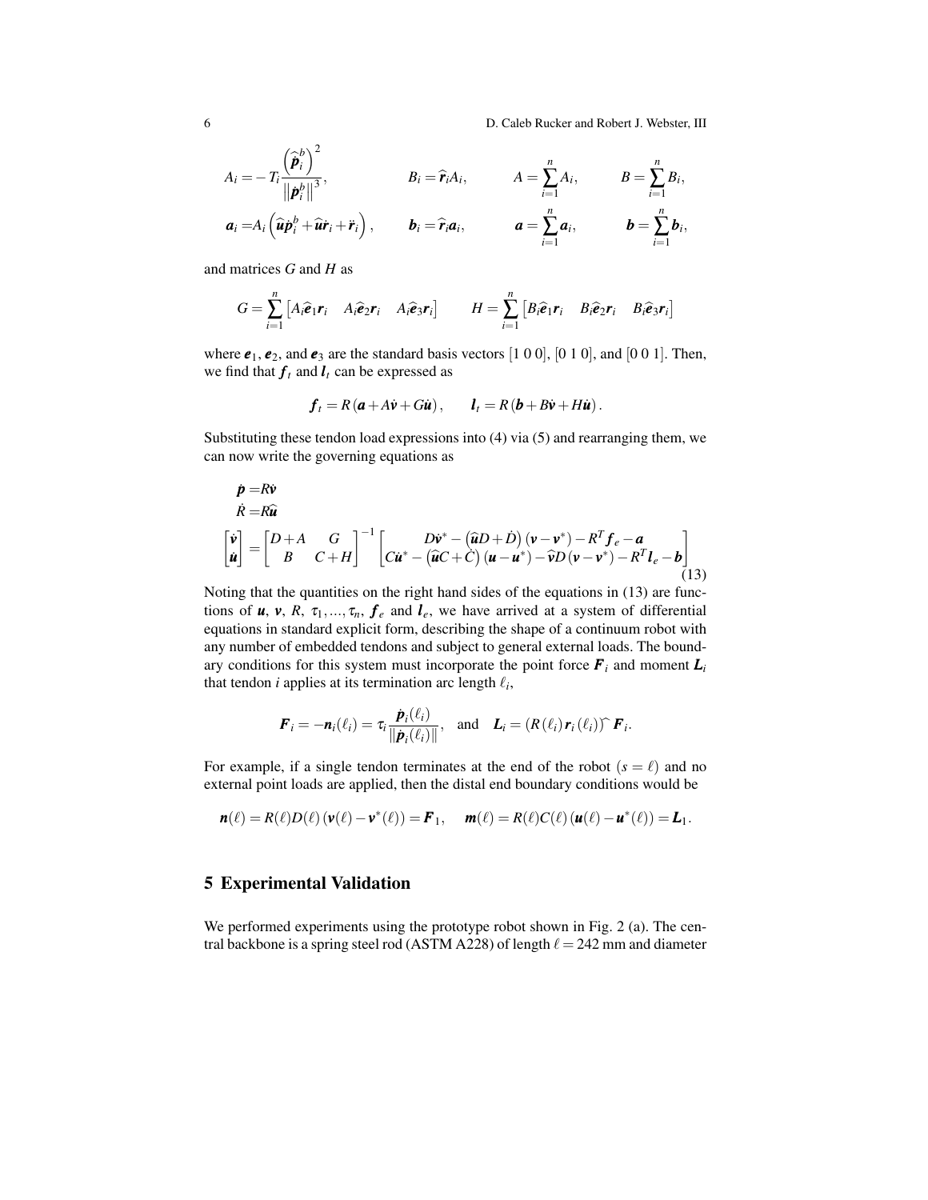$$A_i = -T_i \frac{\left(\widehat{\dot{\boldsymbol{p}}}_i^b\right)^2}{\|\dot{\boldsymbol{p}}_i^b\|^3}, \qquad B_i = \widehat{\boldsymbol{r}}_i A_i, \qquad A = \sum_{i=1}^{n} A_i, \qquad B = \sum_{i=1}^{n} B_i,$$

$$\boldsymbol{a}_i = A_i \left(\widehat{\boldsymbol{u}} \dot{\boldsymbol{p}}_i^b + \widehat{\boldsymbol{u}} \dot{\boldsymbol{r}}_i + \ddot{\boldsymbol{r}}_i\right), \qquad \boldsymbol{b}_i = \widehat{\boldsymbol{r}}_i \boldsymbol{a}_i, \qquad \boldsymbol{a} = \sum_{i=1}^{n} \boldsymbol{a}_i, \qquad \boldsymbol{b} = \sum_{i=1}^{n} \boldsymbol{b}_i,$$

and matrices $G$ and $H$ as

$$G = \sum_{i=1}^{n} \begin{bmatrix} A_i \widehat{\boldsymbol{e}}_1 \boldsymbol{r}_i & A_i \widehat{\boldsymbol{e}}_2 \boldsymbol{r}_i & A_i \widehat{\boldsymbol{e}}_3 \boldsymbol{r}_i \end{bmatrix} \qquad H = \sum_{i=1}^{n} \begin{bmatrix} B_i \widehat{\boldsymbol{e}}_1 \boldsymbol{r}_i & B_i \widehat{\boldsymbol{e}}_2 \boldsymbol{r}_i & B_i \widehat{\boldsymbol{e}}_3 \boldsymbol{r}_i \end{bmatrix}$$

where $\boldsymbol{e}_1$, $\boldsymbol{e}_2$, and $\boldsymbol{e}_3$ are the standard basis vectors [1 0 0], [0 1 0], and [0 0 1]. Then, we find that $\boldsymbol{f}_t$ and $\boldsymbol{l}_t$ can be expressed as

$$\boldsymbol{f}_t = R\left(\boldsymbol{a} + A\dot{\boldsymbol{v}} + G\dot{\boldsymbol{u}}\right), \qquad \boldsymbol{l}_t = R\left(\boldsymbol{b} + B\dot{\boldsymbol{v}} + H\dot{\boldsymbol{u}}\right).$$

Substituting these tendon load expressions into (4) via (5) and rearranging them, we can now write the governing equations as

$$\begin{aligned}
\dot{\boldsymbol{p}} &= R\dot{\boldsymbol{v}} \\
\dot{R} &= R\widehat{\boldsymbol{u}} \\
\begin{bmatrix} \dot{\boldsymbol{v}} \\ \dot{\boldsymbol{u}} \end{bmatrix} &= \begin{bmatrix} D + A & G \\ B & C + H \end{bmatrix}^{-1} \begin{bmatrix} D\dot{\boldsymbol{v}}^* - \left(\widehat{\boldsymbol{u}}D + \dot{D}\right)(\boldsymbol{v} - \boldsymbol{v}^*) - R^T \boldsymbol{f}_e - \boldsymbol{a} \\ C\dot{\boldsymbol{u}}^* - \left(\widehat{\boldsymbol{u}}C + \dot{C}\right)(\boldsymbol{u} - \boldsymbol{u}^*) - \widehat{\boldsymbol{v}}D(\boldsymbol{v} - \boldsymbol{v}^*) - R^T \boldsymbol{l}_e - \boldsymbol{b} \end{bmatrix}
\end{aligned} \tag{13}$$

Noting that the quantities on the right hand sides of the equations in (13) are functions of $\boldsymbol{u}$, $\boldsymbol{v}$, $R$, $\tau_1, ..., \tau_n$, $\boldsymbol{f}_e$ and $\boldsymbol{l}_e$, we have arrived at a system of differential equations in standard explicit form, describing the shape of a continuum robot with any number of embedded tendons and subject to general external loads. The boundary conditions for this system must incorporate the point force $\boldsymbol{F}_i$ and moment $\boldsymbol{L}_i$ that tendon $i$ applies at its termination arc length $\ell_i$,

$$\boldsymbol{F}_i = -\boldsymbol{n}_i(\ell_i) = \tau_i \frac{\dot{\boldsymbol{p}}_i(\ell_i)}{\|\dot{\boldsymbol{p}}_i(\ell_i)\|}, \quad \text{and} \quad \boldsymbol{L}_i = \left(R(\ell_i)\boldsymbol{r}_i(\ell_i)\right)^{\widehat{}} \boldsymbol{F}_i.$$

For example, if a single tendon terminates at the end of the robot ($s = \ell$) and no external point loads are applied, then the distal end boundary conditions would be

$$\boldsymbol{n}(\ell) = R(\ell)D(\ell)\left(\boldsymbol{v}(\ell) - \boldsymbol{v}^*(\ell)\right) = \boldsymbol{F}_1, \quad \boldsymbol{m}(\ell) = R(\ell)C(\ell)\left(\boldsymbol{u}(\ell) - \boldsymbol{u}^*(\ell)\right) = \boldsymbol{L}_1.$$

## 5 Experimental Validation

We performed experiments using the prototype robot shown in Fig. 2 (a). The central backbone is a spring steel rod (ASTM A228) of length $\ell = 242$ mm and diameter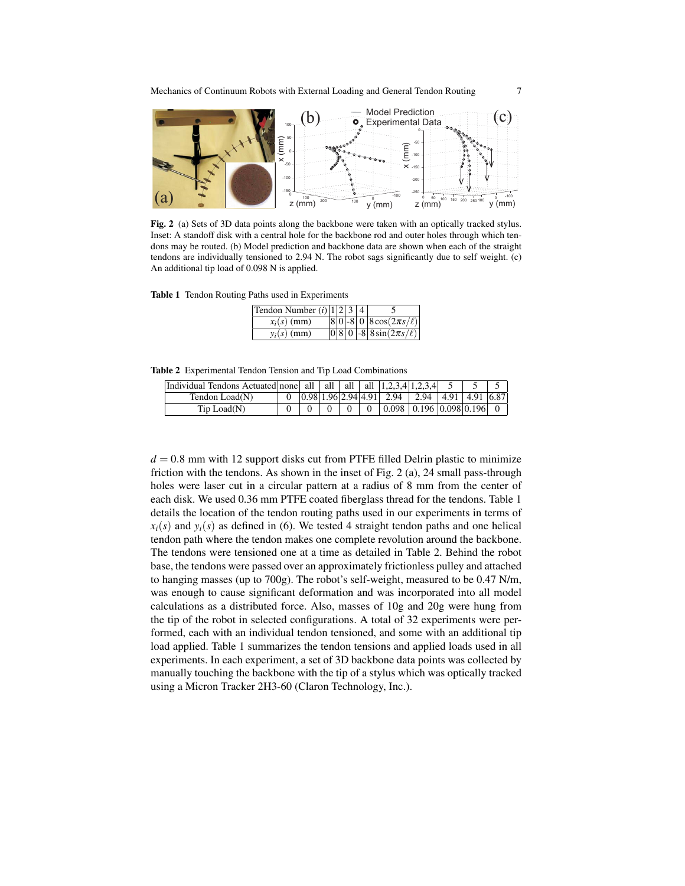**Fig. 2** (a) Sets of 3D data points along the backbone were taken with an optically tracked stylus. Inset: A standoff disk with a central hole for the backbone rod and outer holes through which tendons may be routed. (b) Model prediction and backbone data are shown when each of the straight tendons are individually tensioned to 2.94 N. The robot sags significantly due to self weight. (c) An additional tip load of 0.098 N is applied.

**Table 1** Tendon Routing Paths used in Experiments

| Tendon Number ($i$) | 1 | 2 | 3 | 4 | 5 |
|---|---|---|---|---|---|
| $x_i(s)$ (mm) | 8 | 0 | -8 | 0 | $8\cos(2\pi s/\ell)$ |
| $y_i(s)$ (mm) | 0 | 8 | 0 | -8 | $8\sin(2\pi s/\ell)$ |

**Table 2** Experimental Tendon Tension and Tip Load Combinations

| Individual Tendons Actuated | none | all | all | all | all | 1,2,3,4 | 1,2,3,4 | 5 | 5 | 5 |
|---|---|---|---|---|---|---|---|---|---|---|
| Tendon Load(N) | 0 | 0.98 | 1.96 | 2.94 | 4.91 | 2.94 | 2.94 | 4.91 | 4.91 | 6.87 |
| Tip Load(N) | 0 | 0 | 0 | 0 | 0 | 0.098 | 0.196 | 0.098 | 0.196 | 0 |

$d = 0.8$ mm with 12 support disks cut from PTFE filled Delrin plastic to minimize friction with the tendons. As shown in the inset of Fig. 2 (a), 24 small pass-through holes were laser cut in a circular pattern at a radius of 8 mm from the center of each disk. We used 0.36 mm PTFE coated fiberglass thread for the tendons. Table 1 details the location of the tendon routing paths used in our experiments in terms of $x_i(s)$ and $y_i(s)$ as defined in (6). We tested 4 straight tendon paths and one helical tendon path where the tendon makes one complete revolution around the backbone. The tendons were tensioned one at a time as detailed in Table 2. Behind the robot base, the tendons were passed over an approximately frictionless pulley and attached to hanging masses (up to 700g). The robot's self-weight, measured to be 0.47 N/m, was enough to cause significant deformation and was incorporated into all model calculations as a distributed force. Also, masses of 10g and 20g were hung from the tip of the robot in selected configurations. A total of 32 experiments were performed, each with an individual tendon tensioned, and some with an additional tip load applied. Table 1 summarizes the tendon tensions and applied loads used in all experiments. In each experiment, a set of 3D backbone data points was collected by manually touching the backbone with the tip of a stylus which was optically tracked using a Micron Tracker 2H3-60 (Claron Technology, Inc.).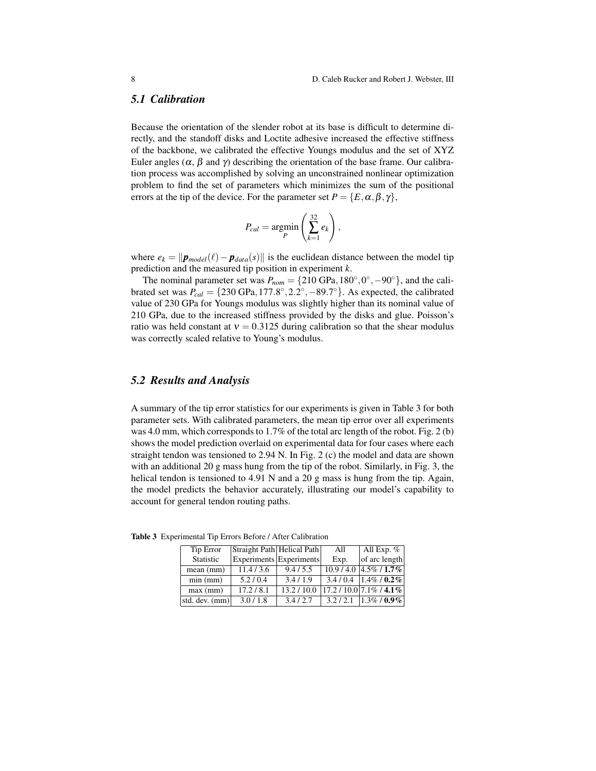### 5.1 Calibration

Because the orientation of the slender robot at its base is difficult to determine directly, and the standoff disks and Loctite adhesive increased the effective stiffness of the backbone, we calibrated the effective Youngs modulus and the set of XYZ Euler angles ($\alpha$, $\beta$ and $\gamma$) describing the orientation of the base frame. Our calibration process was accomplished by solving an unconstrained nonlinear optimization problem to find the set of parameters which minimizes the sum of the positional errors at the tip of the device. For the parameter set $P = \{E, \alpha, \beta, \gamma\}$,

$$P_{cal} = \underset{P}{\operatorname{argmin}} \left( \sum_{k=1}^{32} e_k \right),$$

where $e_k = \|\boldsymbol{p}_{model}(\ell) - \boldsymbol{p}_{data}(s)\|$ is the euclidean distance between the model tip prediction and the measured tip position in experiment $k$.

The nominal parameter set was $P_{nom} = \{210 \text{ GPa}, 180^\circ, 0^\circ, -90^\circ\}$, and the calibrated set was $P_{cal} = \{230 \text{ GPa}, 177.8^\circ, 2.2^\circ, -89.7^\circ\}$. As expected, the calibrated value of 230 GPa for Youngs modulus was slightly higher than its nominal value of 210 GPa, due to the increased stiffness provided by the disks and glue. Poisson's ratio was held constant at $\nu = 0.3125$ during calibration so that the shear modulus was correctly scaled relative to Young's modulus.

### 5.2 Results and Analysis

A summary of the tip error statistics for our experiments is given in Table 3 for both parameter sets. With calibrated parameters, the mean tip error over all experiments was 4.0 mm, which corresponds to 1.7% of the total arc length of the robot. Fig. 2 (b) shows the model prediction overlaid on experimental data for four cases where each straight tendon was tensioned to 2.94 N. In Fig. 2 (c) the model and data are shown with an additional 20 g mass hung from the tip of the robot. Similarly, in Fig. 3, the helical tendon is tensioned to 4.91 N and a 20 g mass is hung from the tip. Again, the model predicts the behavior accurately, illustrating our model's capability to account for general tendon routing paths.

**Table 3** Experimental Tip Errors Before / After Calibration

| Tip Error Statistic | Straight Path Experiments | Helical Path Experiments | All Exp. | All Exp. % of arc length |
|---|---|---|---|---|
| mean (mm) | 11.4 / 3.6 | 9.4 / 5.5 | 10.9 / 4.0 | 4.5% / **1.7%** |
| min (mm) | 5.2 / 0.4 | 3.4 / 1.9 | 3.4 / 0.4 | 1.4% / **0.2%** |
| max (mm) | 17.2 / 8.1 | 13.2 / 10.0 | 17.2 / 10.0 | 7.1% / **4.1%** |
| std. dev. (mm) | 3.0 / 1.8 | 3.4 / 2.7 | 3.2 / 2.1 | 1.3% / **0.9%** |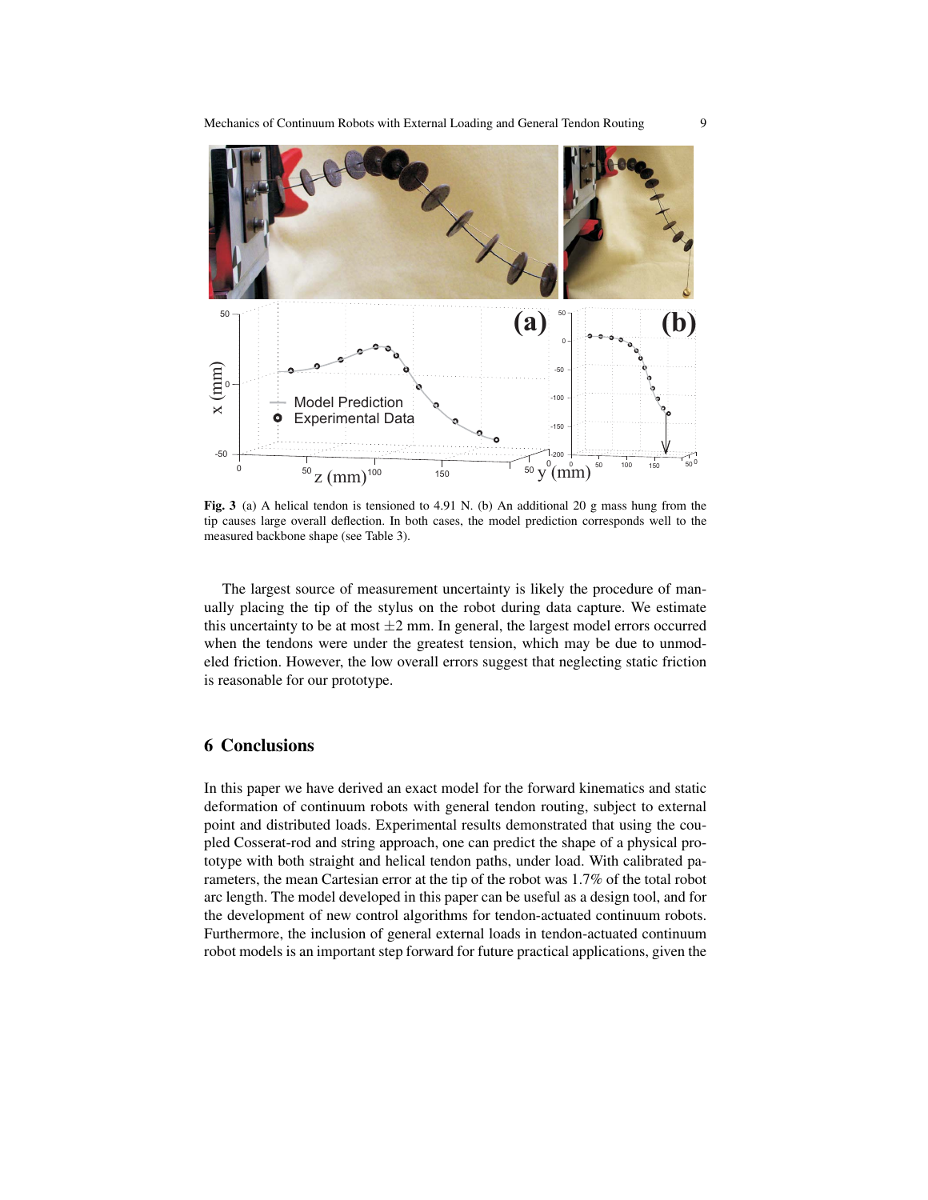**Fig. 3** (a) A helical tendon is tensioned to 4.91 N. (b) An additional 20 g mass hung from the tip causes large overall deflection. In both cases, the model prediction corresponds well to the measured backbone shape (see Table 3).

The largest source of measurement uncertainty is likely the procedure of manually placing the tip of the stylus on the robot during data capture. We estimate this uncertainty to be at most $\pm 2$ mm. In general, the largest model errors occurred when the tendons were under the greatest tension, which may be due to unmodeled friction. However, the low overall errors suggest that neglecting static friction is reasonable for our prototype.

## 6 Conclusions

In this paper we have derived an exact model for the forward kinematics and static deformation of continuum robots with general tendon routing, subject to external point and distributed loads. Experimental results demonstrated that using the coupled Cosserat-rod and string approach, one can predict the shape of a physical prototype with both straight and helical tendon paths, under load. With calibrated parameters, the mean Cartesian error at the tip of the robot was 1.7% of the total robot arc length. The model developed in this paper can be useful as a design tool, and for the development of new control algorithms for tendon-actuated continuum robots. Furthermore, the inclusion of general external loads in tendon-actuated continuum robot models is an important step forward for future practical applications, given the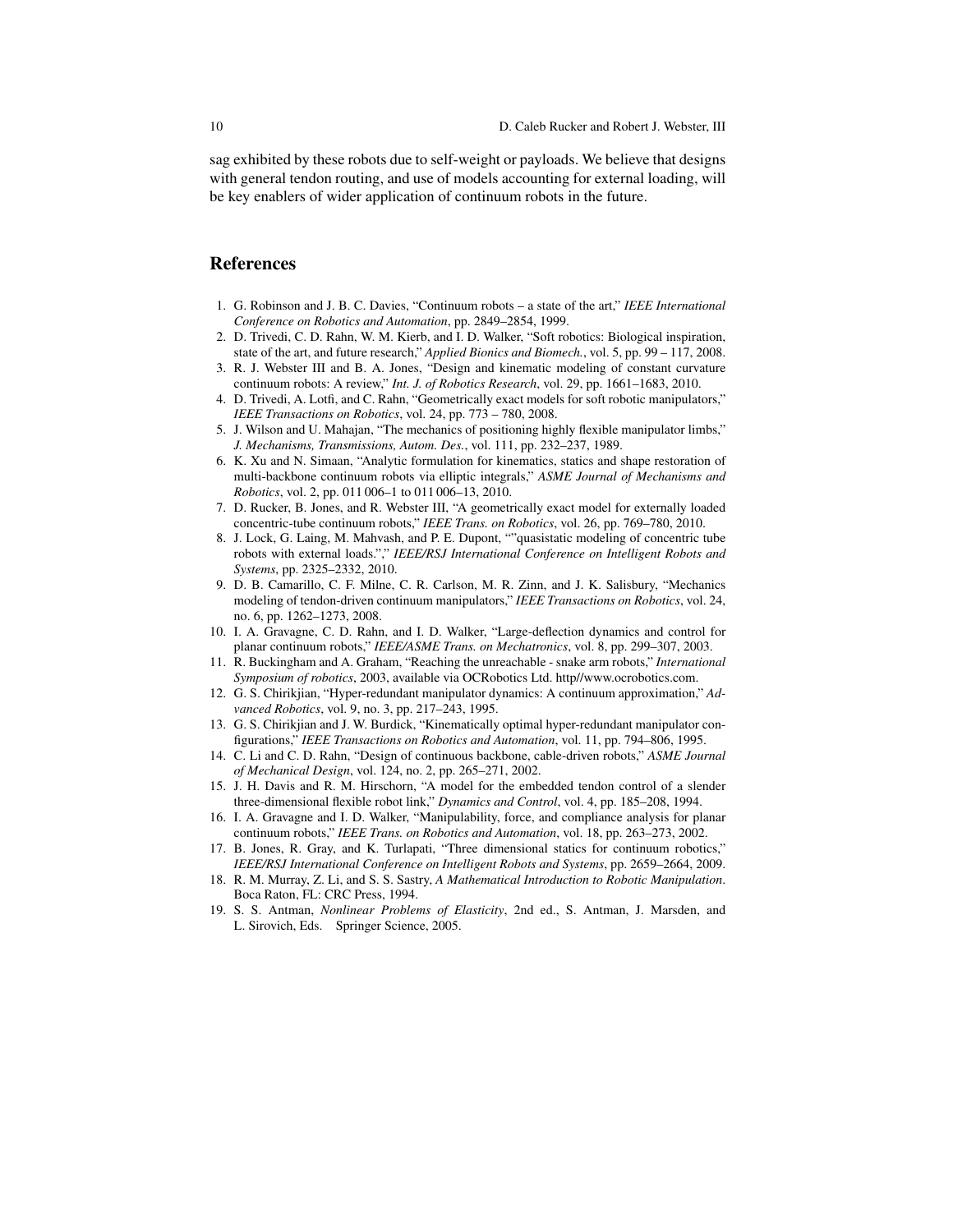sag exhibited by these robots due to self-weight or payloads. We believe that designs with general tendon routing, and use of models accounting for external loading, will be key enablers of wider application of continuum robots in the future.

## References

1. G. Robinson and J. B. C. Davies, "Continuum robots – a state of the art," *IEEE International Conference on Robotics and Automation*, pp. 2849–2854, 1999.
2. D. Trivedi, C. D. Rahn, W. M. Kierb, and I. D. Walker, "Soft robotics: Biological inspiration, state of the art, and future research," *Applied Bionics and Biomech.*, vol. 5, pp. 99 – 117, 2008.
3. R. J. Webster III and B. A. Jones, "Design and kinematic modeling of constant curvature continuum robots: A review," *Int. J. of Robotics Research*, vol. 29, pp. 1661–1683, 2010.
4. D. Trivedi, A. Lotfi, and C. Rahn, "Geometrically exact models for soft robotic manipulators," *IEEE Transactions on Robotics*, vol. 24, pp. 773 – 780, 2008.
5. J. Wilson and U. Mahajan, "The mechanics of positioning highly flexible manipulator limbs," *J. Mechanisms, Transmissions, Autom. Des.*, vol. 111, pp. 232–237, 1989.
6. K. Xu and N. Simaan, "Analytic formulation for kinematics, statics and shape restoration of multi-backbone continuum robots via elliptic integrals," *ASME Journal of Mechanisms and Robotics*, vol. 2, pp. 011 006–1 to 011 006–13, 2010.
7. D. Rucker, B. Jones, and R. Webster III, "A geometrically exact model for externally loaded concentric-tube continuum robots," *IEEE Trans. on Robotics*, vol. 26, pp. 769–780, 2010.
8. J. Lock, G. Laing, M. Mahvash, and P. E. Dupont, ""quasistatic modeling of concentric tube robots with external loads."," *IEEE/RSJ International Conference on Intelligent Robots and Systems*, pp. 2325–2332, 2010.
9. D. B. Camarillo, C. F. Milne, C. R. Carlson, M. R. Zinn, and J. K. Salisbury, "Mechanics modeling of tendon-driven continuum manipulators," *IEEE Transactions on Robotics*, vol. 24, no. 6, pp. 1262–1273, 2008.
10. I. A. Gravagne, C. D. Rahn, and I. D. Walker, "Large-deflection dynamics and control for planar continuum robots," *IEEE/ASME Trans. on Mechatronics*, vol. 8, pp. 299–307, 2003.
11. R. Buckingham and A. Graham, "Reaching the unreachable - snake arm robots," *International Symposium of robotics*, 2003, available via OCRobotics Ltd. http//www.ocrobotics.com.
12. G. S. Chirikjian, "Hyper-redundant manipulator dynamics: A continuum approximation," *Advanced Robotics*, vol. 9, no. 3, pp. 217–243, 1995.
13. G. S. Chirikjian and J. W. Burdick, "Kinematically optimal hyper-redundant manipulator configurations," *IEEE Transactions on Robotics and Automation*, vol. 11, pp. 794–806, 1995.
14. C. Li and C. D. Rahn, "Design of continuous backbone, cable-driven robots," *ASME Journal of Mechanical Design*, vol. 124, no. 2, pp. 265–271, 2002.
15. J. H. Davis and R. M. Hirschorn, "A model for the embedded tendon control of a slender three-dimensional flexible robot link," *Dynamics and Control*, vol. 4, pp. 185–208, 1994.
16. I. A. Gravagne and I. D. Walker, "Manipulability, force, and compliance analysis for planar continuum robots," *IEEE Trans. on Robotics and Automation*, vol. 18, pp. 263–273, 2002.
17. B. Jones, R. Gray, and K. Turlapati, "Three dimensional statics for continuum robotics," *IEEE/RSJ International Conference on Intelligent Robots and Systems*, pp. 2659–2664, 2009.
18. R. M. Murray, Z. Li, and S. S. Sastry, *A Mathematical Introduction to Robotic Manipulation*. Boca Raton, FL: CRC Press, 1994.
19. S. S. Antman, *Nonlinear Problems of Elasticity*, 2nd ed., S. Antman, J. Marsden, and L. Sirovich, Eds. Springer Science, 2005.